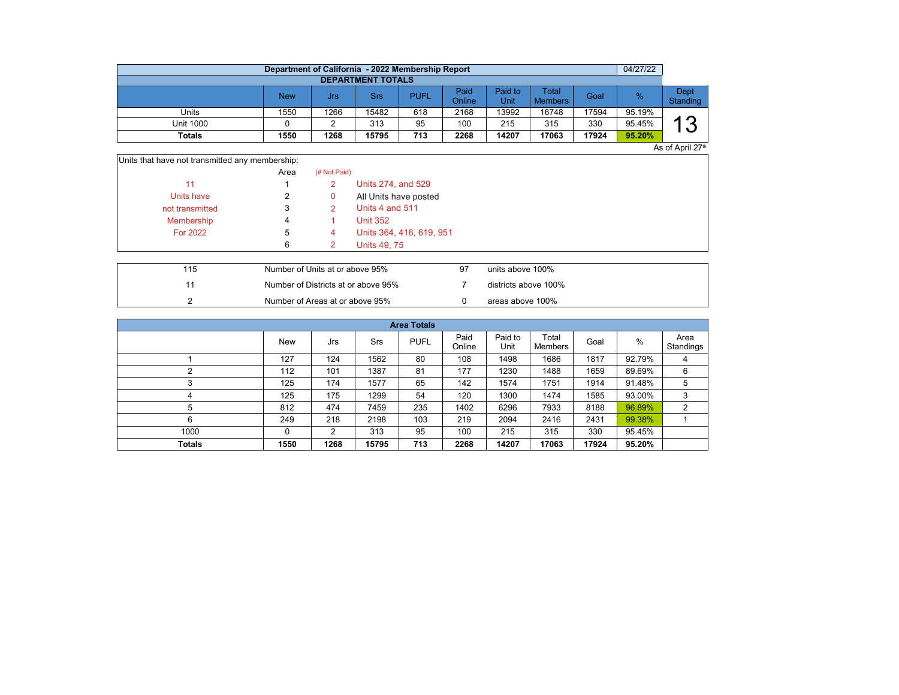# Department of California - 2022 Membership Report

04/27/22

## DEPARTMENT TOTALS

| | New | Jrs | Srs | PUFL | Paid Online | Paid to Unit | Total Members | Goal | % | Dept Standing |
|---|---|---|---|---|---|---|---|---|---|---|
| Units | 1550 | 1266 | 15482 | 618 | 2168 | 13992 | 16748 | 17594 | 95.19% | 13 |
| Unit 1000 | 0 | 2 | 313 | 95 | 100 | 215 | 315 | 330 | 95.45% | |
| **Totals** | **1550** | **1268** | **15795** | **713** | **2268** | **14207** | **17063** | **17924** | **95.20%** | |

As of April 27th

Units that have not transmitted any membership:

| | Area | (# Not Paid) | |
|---|---|---|---|
| 11 | 1 | 2 | Units 274, and 529 |
| Units have | 2 | 0 | All Units have posted |
| not transmitted | 3 | 2 | Units 4 and 511 |
| Membership | 4 | 1 | Unit 352 |
| For 2022 | 5 | 4 | Units 364, 416, 619, 951 |
| | 6 | 2 | Units 49, 75 |

| | | | |
|---|---|---|---|
| 115 | Number of Units at or above 95% | 97 | units above 100% |
| 11 | Number of Districts at or above 95% | 7 | districts above 100% |
| 2 | Number of Areas at or above 95% | 0 | areas above 100% |

## Area Totals

| | New | Jrs | Srs | PUFL | Paid Online | Paid to Unit | Total Members | Goal | % | Area Standings |
|---|---|---|---|---|---|---|---|---|---|---|
| 1 | 127 | 124 | 1562 | 80 | 108 | 1498 | 1686 | 1817 | 92.79% | 4 |
| 2 | 112 | 101 | 1387 | 81 | 177 | 1230 | 1488 | 1659 | 89.69% | 6 |
| 3 | 125 | 174 | 1577 | 65 | 142 | 1574 | 1751 | 1914 | 91.48% | 5 |
| 4 | 125 | 175 | 1299 | 54 | 120 | 1300 | 1474 | 1585 | 93.00% | 3 |
| 5 | 812 | 474 | 7459 | 235 | 1402 | 6296 | 7933 | 8188 | 96.89% | 2 |
| 6 | 249 | 218 | 2198 | 103 | 219 | 2094 | 2416 | 2431 | 99.38% | 1 |
| 1000 | 0 | 2 | 313 | 95 | 100 | 215 | 315 | 330 | 95.45% | |
| **Totals** | **1550** | **1268** | **15795** | **713** | **2268** | **14207** | **17063** | **17924** | **95.20%** | |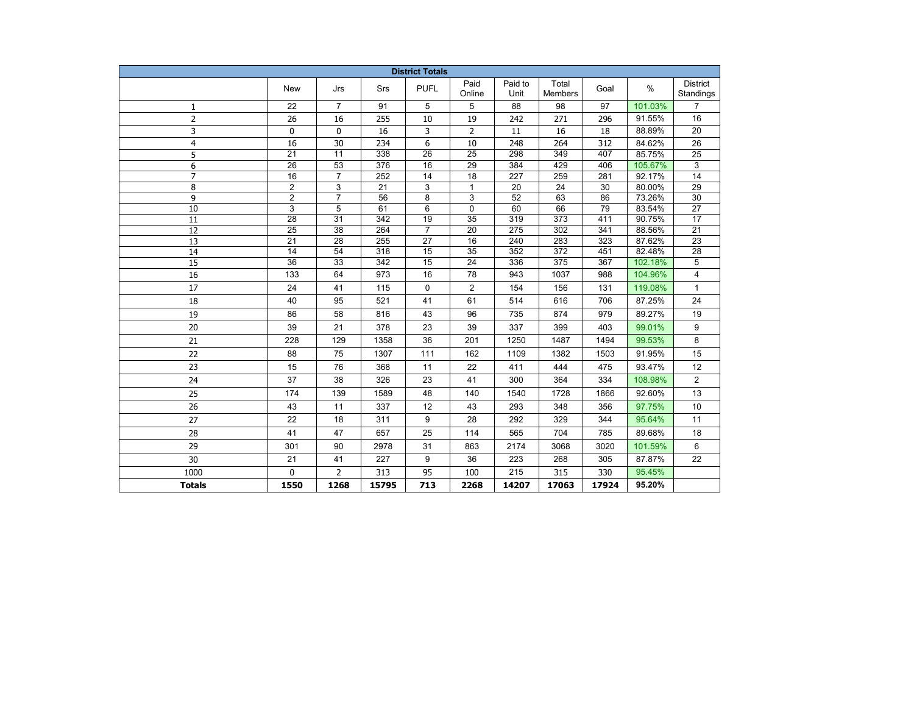| District Totals | | | | | | | | | | |
|---|---|---|---|---|---|---|---|---|---|---|
| | New | Jrs | Srs | PUFL | Paid Online | Paid to Unit | Total Members | Goal | % | District Standings |
| 1 | 22 | 7 | 91 | 5 | 5 | 88 | 98 | 97 | 101.03% | 7 |
| 2 | 26 | 16 | 255 | 10 | 19 | 242 | 271 | 296 | 91.55% | 16 |
| 3 | 0 | 0 | 16 | 3 | 2 | 11 | 16 | 18 | 88.89% | 20 |
| 4 | 16 | 30 | 234 | 6 | 10 | 248 | 264 | 312 | 84.62% | 26 |
| 5 | 21 | 11 | 338 | 26 | 25 | 298 | 349 | 407 | 85.75% | 25 |
| 6 | 26 | 53 | 376 | 16 | 29 | 384 | 429 | 406 | 105.67% | 3 |
| 7 | 16 | 7 | 252 | 14 | 18 | 227 | 259 | 281 | 92.17% | 14 |
| 8 | 2 | 3 | 21 | 3 | 1 | 20 | 24 | 30 | 80.00% | 29 |
| 9 | 2 | 7 | 56 | 8 | 3 | 52 | 63 | 86 | 73.26% | 30 |
| 10 | 3 | 5 | 61 | 6 | 0 | 60 | 66 | 79 | 83.54% | 27 |
| 11 | 28 | 31 | 342 | 19 | 35 | 319 | 373 | 411 | 90.75% | 17 |
| 12 | 25 | 38 | 264 | 7 | 20 | 275 | 302 | 341 | 88.56% | 21 |
| 13 | 21 | 28 | 255 | 27 | 16 | 240 | 283 | 323 | 87.62% | 23 |
| 14 | 14 | 54 | 318 | 15 | 35 | 352 | 372 | 451 | 82.48% | 28 |
| 15 | 36 | 33 | 342 | 15 | 24 | 336 | 375 | 367 | 102.18% | 5 |
| 16 | 133 | 64 | 973 | 16 | 78 | 943 | 1037 | 988 | 104.96% | 4 |
| 17 | 24 | 41 | 115 | 0 | 2 | 154 | 156 | 131 | 119.08% | 1 |
| 18 | 40 | 95 | 521 | 41 | 61 | 514 | 616 | 706 | 87.25% | 24 |
| 19 | 86 | 58 | 816 | 43 | 96 | 735 | 874 | 979 | 89.27% | 19 |
| 20 | 39 | 21 | 378 | 23 | 39 | 337 | 399 | 403 | 99.01% | 9 |
| 21 | 228 | 129 | 1358 | 36 | 201 | 1250 | 1487 | 1494 | 99.53% | 8 |
| 22 | 88 | 75 | 1307 | 111 | 162 | 1109 | 1382 | 1503 | 91.95% | 15 |
| 23 | 15 | 76 | 368 | 11 | 22 | 411 | 444 | 475 | 93.47% | 12 |
| 24 | 37 | 38 | 326 | 23 | 41 | 300 | 364 | 334 | 108.98% | 2 |
| 25 | 174 | 139 | 1589 | 48 | 140 | 1540 | 1728 | 1866 | 92.60% | 13 |
| 26 | 43 | 11 | 337 | 12 | 43 | 293 | 348 | 356 | 97.75% | 10 |
| 27 | 22 | 18 | 311 | 9 | 28 | 292 | 329 | 344 | 95.64% | 11 |
| 28 | 41 | 47 | 657 | 25 | 114 | 565 | 704 | 785 | 89.68% | 18 |
| 29 | 301 | 90 | 2978 | 31 | 863 | 2174 | 3068 | 3020 | 101.59% | 6 |
| 30 | 21 | 41 | 227 | 9 | 36 | 223 | 268 | 305 | 87.87% | 22 |
| 1000 | 0 | 2 | 313 | 95 | 100 | 215 | 315 | 330 | 95.45% | |
| **Totals** | **1550** | **1268** | **15795** | **713** | **2268** | **14207** | **17063** | **17924** | **95.20%** | |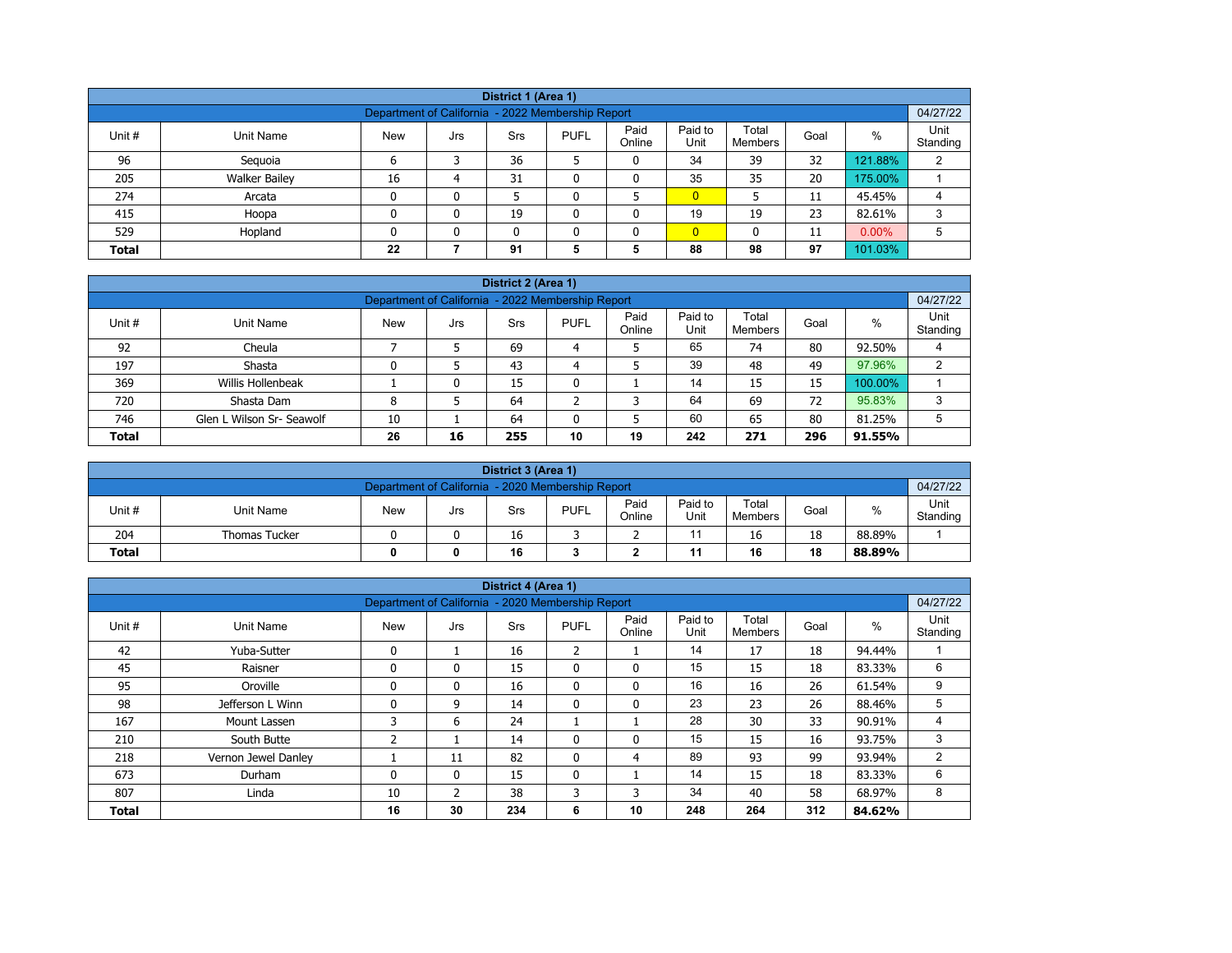| District 1 (Area 1) | | | | | | | | | | | |
|---|---|---|---|---|---|---|---|---|---|---|---|
| Department of California - 2022 Membership Report | | | | | | | | | | | 04/27/22 |
| Unit # | Unit Name | New | Jrs | Srs | PUFL | Paid Online | Paid to Unit | Total Members | Goal | % | Unit Standing |
| 96 | Sequoia | 6 | 3 | 36 | 5 | 0 | 34 | 39 | 32 | 121.88% | 2 |
| 205 | Walker Bailey | 16 | 4 | 31 | 0 | 0 | 35 | 35 | 20 | 175.00% | 1 |
| 274 | Arcata | 0 | 0 | 5 | 0 | 5 | 0 | 5 | 11 | 45.45% | 4 |
| 415 | Hoopa | 0 | 0 | 19 | 0 | 0 | 19 | 19 | 23 | 82.61% | 3 |
| 529 | Hopland | 0 | 0 | 0 | 0 | 0 | 0 | 0 | 11 | 0.00% | 5 |
| **Total** | | **22** | **7** | **91** | **5** | **5** | **88** | **98** | **97** | 101.03% | |

| District 2 (Area 1) | | | | | | | | | | | |
|---|---|---|---|---|---|---|---|---|---|---|---|
| Department of California - 2022 Membership Report | | | | | | | | | | | 04/27/22 |
| Unit # | Unit Name | New | Jrs | Srs | PUFL | Paid Online | Paid to Unit | Total Members | Goal | % | Unit Standing |
| 92 | Cheula | 7 | 5 | 69 | 4 | 5 | 65 | 74 | 80 | 92.50% | 4 |
| 197 | Shasta | 0 | 5 | 43 | 4 | 5 | 39 | 48 | 49 | 97.96% | 2 |
| 369 | Willis Hollenbeak | 1 | 0 | 15 | 0 | 1 | 14 | 15 | 15 | 100.00% | 1 |
| 720 | Shasta Dam | 8 | 5 | 64 | 2 | 3 | 64 | 69 | 72 | 95.83% | 3 |
| 746 | Glen L Wilson Sr- Seawolf | 10 | 1 | 64 | 0 | 5 | 60 | 65 | 80 | 81.25% | 5 |
| **Total** | | **26** | **16** | **255** | **10** | **19** | **242** | **271** | **296** | **91.55%** | |

| District 3 (Area 1) | | | | | | | | | | | |
|---|---|---|---|---|---|---|---|---|---|---|---|
| Department of California - 2020 Membership Report | | | | | | | | | | | 04/27/22 |
| Unit # | Unit Name | New | Jrs | Srs | PUFL | Paid Online | Paid to Unit | Total Members | Goal | % | Unit Standing |
| 204 | Thomas Tucker | 0 | 0 | 16 | 3 | 2 | 11 | 16 | 18 | 88.89% | 1 |
| **Total** | | **0** | **0** | **16** | **3** | **2** | **11** | **16** | **18** | **88.89%** | |

| District 4 (Area 1) | | | | | | | | | | | |
|---|---|---|---|---|---|---|---|---|---|---|---|
| Department of California - 2020 Membership Report | | | | | | | | | | | 04/27/22 |
| Unit # | Unit Name | New | Jrs | Srs | PUFL | Paid Online | Paid to Unit | Total Members | Goal | % | Unit Standing |
| 42 | Yuba-Sutter | 0 | 1 | 16 | 2 | 1 | 14 | 17 | 18 | 94.44% | 1 |
| 45 | Raisner | 0 | 0 | 15 | 0 | 0 | 15 | 15 | 18 | 83.33% | 6 |
| 95 | Oroville | 0 | 0 | 16 | 0 | 0 | 16 | 16 | 26 | 61.54% | 9 |
| 98 | Jefferson L Winn | 0 | 9 | 14 | 0 | 0 | 23 | 23 | 26 | 88.46% | 5 |
| 167 | Mount Lassen | 3 | 6 | 24 | 1 | 1 | 28 | 30 | 33 | 90.91% | 4 |
| 210 | South Butte | 2 | 1 | 14 | 0 | 0 | 15 | 15 | 16 | 93.75% | 3 |
| 218 | Vernon Jewel Danley | 1 | 11 | 82 | 0 | 4 | 89 | 93 | 99 | 93.94% | 2 |
| 673 | Durham | 0 | 0 | 15 | 0 | 1 | 14 | 15 | 18 | 83.33% | 6 |
| 807 | Linda | 10 | 2 | 38 | 3 | 3 | 34 | 40 | 58 | 68.97% | 8 |
| **Total** | | **16** | **30** | **234** | **6** | **10** | **248** | **264** | **312** | **84.62%** | |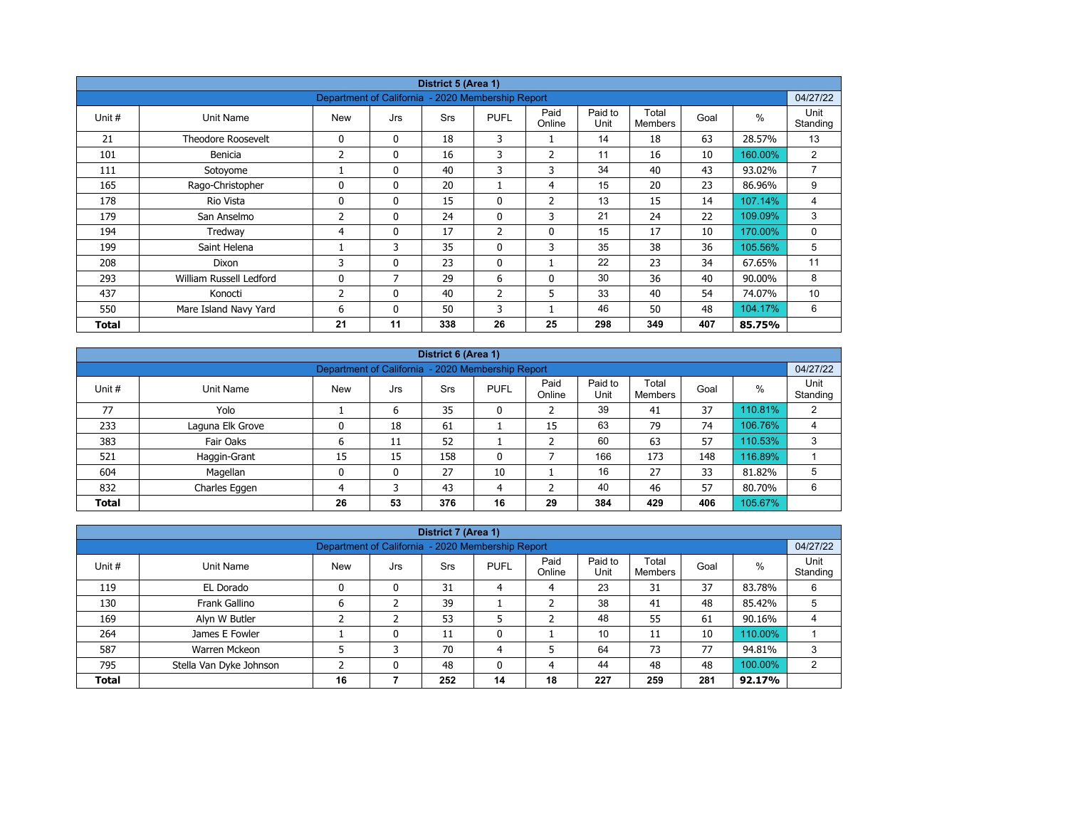| District 5 (Area 1) | | | | | | | | | | |
|---|---|---|---|---|---|---|---|---|---|---|
| Department of California - 2020 Membership Report | | | | | | | | | | 04/27/22 |
| Unit # | Unit Name | New | Jrs | Srs | PUFL | Paid Online | Paid to Unit | Total Members | Goal | % | Unit Standing |
| 21 | Theodore Roosevelt | 0 | 0 | 18 | 3 | 1 | 14 | 18 | 63 | 28.57% | 13 |
| 101 | Benicia | 2 | 0 | 16 | 3 | 2 | 11 | 16 | 10 | 160.00% | 2 |
| 111 | Sotoyome | 1 | 0 | 40 | 3 | 3 | 34 | 40 | 43 | 93.02% | 7 |
| 165 | Rago-Christopher | 0 | 0 | 20 | 1 | 4 | 15 | 20 | 23 | 86.96% | 9 |
| 178 | Rio Vista | 0 | 0 | 15 | 0 | 2 | 13 | 15 | 14 | 107.14% | 4 |
| 179 | San Anselmo | 2 | 0 | 24 | 0 | 3 | 21 | 24 | 22 | 109.09% | 3 |
| 194 | Tredway | 4 | 0 | 17 | 2 | 0 | 15 | 17 | 10 | 170.00% | 0 |
| 199 | Saint Helena | 1 | 3 | 35 | 0 | 3 | 35 | 38 | 36 | 105.56% | 5 |
| 208 | Dixon | 3 | 0 | 23 | 0 | 1 | 22 | 23 | 34 | 67.65% | 11 |
| 293 | William Russell Ledford | 0 | 7 | 29 | 6 | 0 | 30 | 36 | 40 | 90.00% | 8 |
| 437 | Konocti | 2 | 0 | 40 | 2 | 5 | 33 | 40 | 54 | 74.07% | 10 |
| 550 | Mare Island Navy Yard | 6 | 0 | 50 | 3 | 1 | 46 | 50 | 48 | 104.17% | 6 |
| **Total** | | **21** | **11** | **338** | **26** | **25** | **298** | **349** | **407** | **85.75%** | |

| District 6 (Area 1) | | | | | | | | | | |
|---|---|---|---|---|---|---|---|---|---|---|
| Department of California - 2020 Membership Report | | | | | | | | | | 04/27/22 |
| Unit # | Unit Name | New | Jrs | Srs | PUFL | Paid Online | Paid to Unit | Total Members | Goal | % | Unit Standing |
| 77 | Yolo | 1 | 6 | 35 | 0 | 2 | 39 | 41 | 37 | 110.81% | 2 |
| 233 | Laguna Elk Grove | 0 | 18 | 61 | 1 | 15 | 63 | 79 | 74 | 106.76% | 4 |
| 383 | Fair Oaks | 6 | 11 | 52 | 1 | 2 | 60 | 63 | 57 | 110.53% | 3 |
| 521 | Haggin-Grant | 15 | 15 | 158 | 0 | 7 | 166 | 173 | 148 | 116.89% | 1 |
| 604 | Magellan | 0 | 0 | 27 | 10 | 1 | 16 | 27 | 33 | 81.82% | 5 |
| 832 | Charles Eggen | 4 | 3 | 43 | 4 | 2 | 40 | 46 | 57 | 80.70% | 6 |
| **Total** | | **26** | **53** | **376** | **16** | **29** | **384** | **429** | **406** | **105.67%** | |

| District 7 (Area 1) | | | | | | | | | | |
|---|---|---|---|---|---|---|---|---|---|---|
| Department of California - 2020 Membership Report | | | | | | | | | | 04/27/22 |
| Unit # | Unit Name | New | Jrs | Srs | PUFL | Paid Online | Paid to Unit | Total Members | Goal | % | Unit Standing |
| 119 | EL Dorado | 0 | 0 | 31 | 4 | 4 | 23 | 31 | 37 | 83.78% | 6 |
| 130 | Frank Gallino | 6 | 2 | 39 | 1 | 2 | 38 | 41 | 48 | 85.42% | 5 |
| 169 | Alyn W Butler | 2 | 2 | 53 | 5 | 2 | 48 | 55 | 61 | 90.16% | 4 |
| 264 | James E Fowler | 1 | 0 | 11 | 0 | 1 | 10 | 11 | 10 | 110.00% | 1 |
| 587 | Warren Mckeon | 5 | 3 | 70 | 4 | 5 | 64 | 73 | 77 | 94.81% | 3 |
| 795 | Stella Van Dyke Johnson | 2 | 0 | 48 | 0 | 4 | 44 | 48 | 48 | 100.00% | 2 |
| **Total** | | **16** | **7** | **252** | **14** | **18** | **227** | **259** | **281** | **92.17%** | |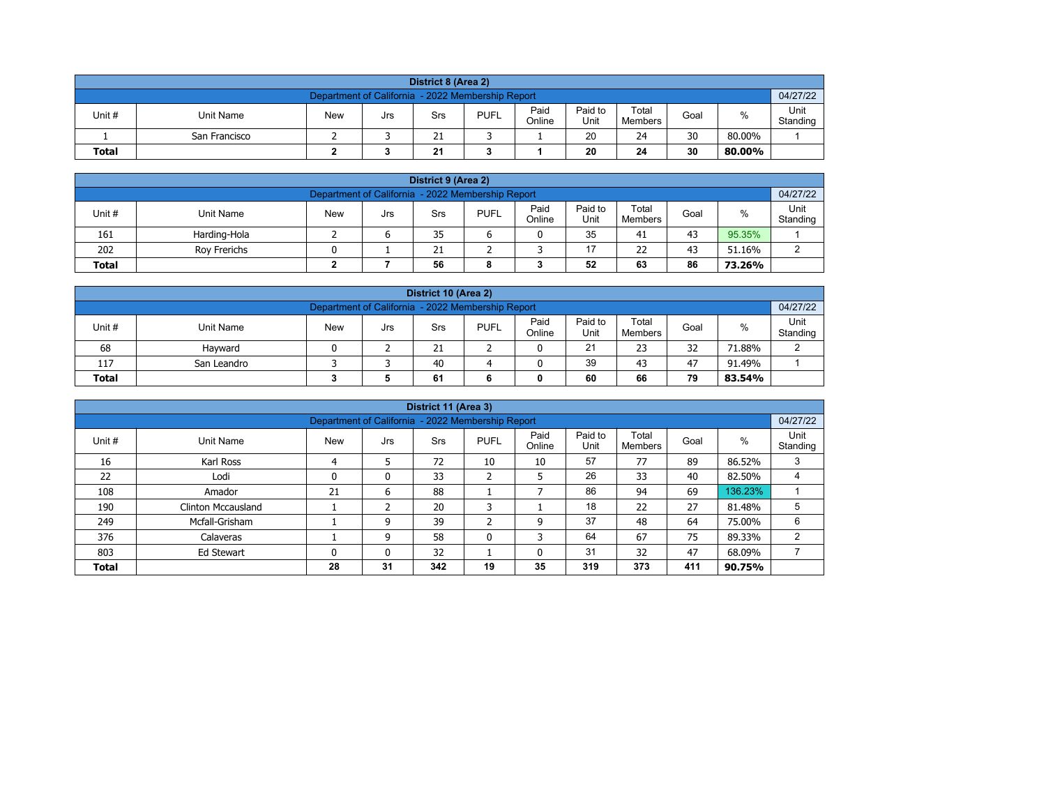| District 8 (Area 2) | | | | | | | | | | |
|---|---|---|---|---|---|---|---|---|---|---|
| Department of California - 2022 Membership Report | | | | | | | | | | 04/27/22 |
| Unit # | Unit Name | New | Jrs | Srs | PUFL | Paid Online | Paid to Unit | Total Members | Goal | % | Unit Standing |
| 1 | San Francisco | 2 | 3 | 21 | 3 | 1 | 20 | 24 | 30 | 80.00% | 1 |
| **Total** | | **2** | **3** | **21** | **3** | **1** | **20** | **24** | **30** | **80.00%** | |

| District 9 (Area 2) | | | | | | | | | | | |
|---|---|---|---|---|---|---|---|---|---|---|---|
| Department of California - 2022 Membership Report | | | | | | | | | | | 04/27/22 |
| Unit # | Unit Name | New | Jrs | Srs | PUFL | Paid Online | Paid to Unit | Total Members | Goal | % | Unit Standing |
| 161 | Harding-Hola | 2 | 6 | 35 | 6 | 0 | 35 | 41 | 43 | 95.35% | 1 |
| 202 | Roy Frerichs | 0 | 1 | 21 | 2 | 3 | 17 | 22 | 43 | 51.16% | 2 |
| **Total** | | **2** | **7** | **56** | **8** | **3** | **52** | **63** | **86** | **73.26%** | |

| District 10 (Area 2) | | | | | | | | | | | |
|---|---|---|---|---|---|---|---|---|---|---|---|
| Department of California - 2022 Membership Report | | | | | | | | | | | 04/27/22 |
| Unit # | Unit Name | New | Jrs | Srs | PUFL | Paid Online | Paid to Unit | Total Members | Goal | % | Unit Standing |
| 68 | Hayward | 0 | 2 | 21 | 2 | 0 | 21 | 23 | 32 | 71.88% | 2 |
| 117 | San Leandro | 3 | 3 | 40 | 4 | 0 | 39 | 43 | 47 | 91.49% | 1 |
| **Total** | | **3** | **5** | **61** | **6** | **0** | **60** | **66** | **79** | **83.54%** | |

| District 11 (Area 3) | | | | | | | | | | | |
|---|---|---|---|---|---|---|---|---|---|---|---|
| Department of California - 2022 Membership Report | | | | | | | | | | | 04/27/22 |
| Unit # | Unit Name | New | Jrs | Srs | PUFL | Paid Online | Paid to Unit | Total Members | Goal | % | Unit Standing |
| 16 | Karl Ross | 4 | 5 | 72 | 10 | 10 | 57 | 77 | 89 | 86.52% | 3 |
| 22 | Lodi | 0 | 0 | 33 | 2 | 5 | 26 | 33 | 40 | 82.50% | 4 |
| 108 | Amador | 21 | 6 | 88 | 1 | 7 | 86 | 94 | 69 | 136.23% | 1 |
| 190 | Clinton Mccausland | 1 | 2 | 20 | 3 | 1 | 18 | 22 | 27 | 81.48% | 5 |
| 249 | Mcfall-Grisham | 1 | 9 | 39 | 2 | 9 | 37 | 48 | 64 | 75.00% | 6 |
| 376 | Calaveras | 1 | 9 | 58 | 0 | 3 | 64 | 67 | 75 | 89.33% | 2 |
| 803 | Ed Stewart | 0 | 0 | 32 | 1 | 0 | 31 | 32 | 47 | 68.09% | 7 |
| **Total** | | **28** | **31** | **342** | **19** | **35** | **319** | **373** | **411** | **90.75%** | |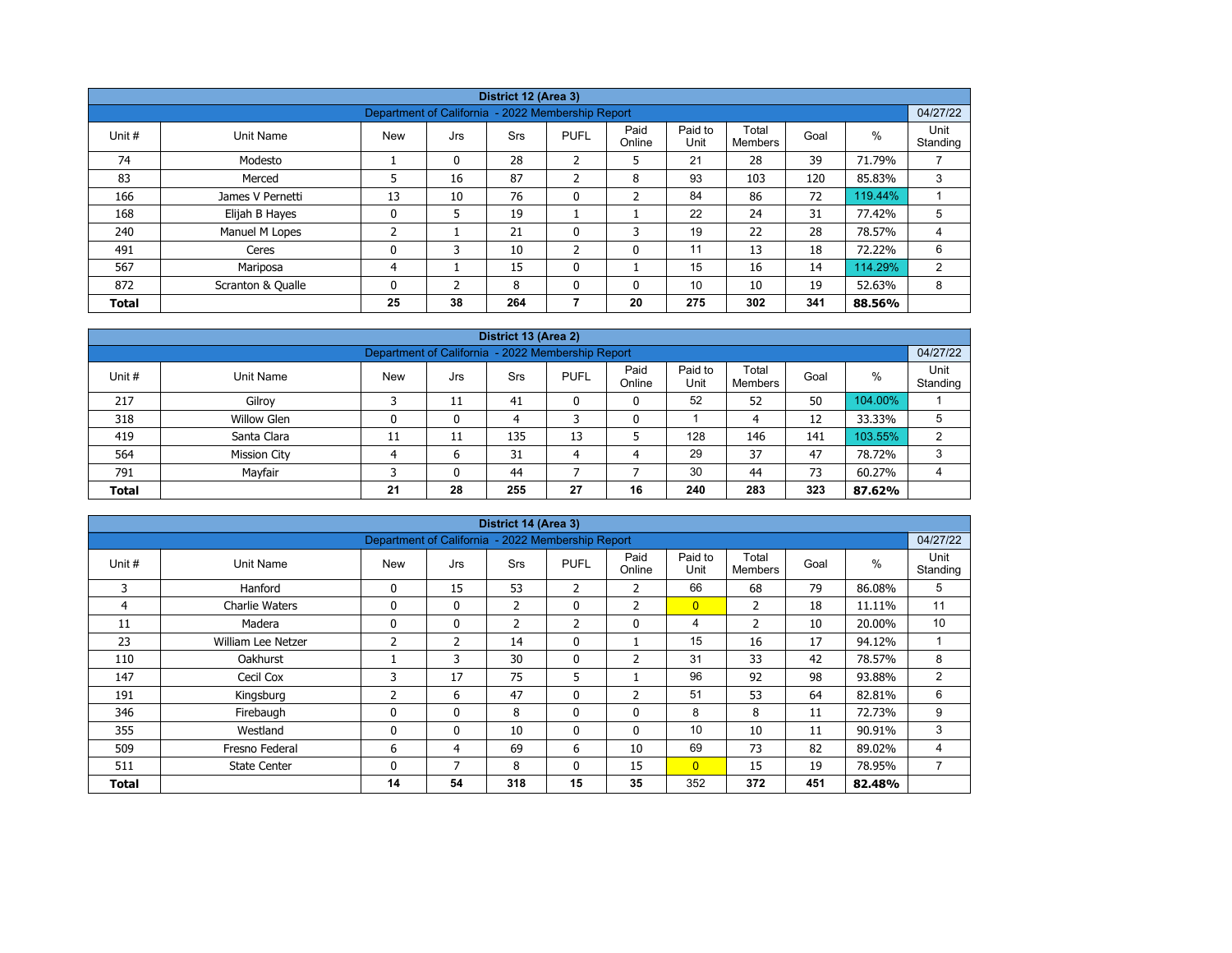| District 12 (Area 3) | | | | | | | | | | | |
|---|---|---|---|---|---|---|---|---|---|---|---|
| Department of California - 2022 Membership Report | | | | | | | | | | | 04/27/22 |
| Unit # | Unit Name | New | Jrs | Srs | PUFL | Paid Online | Paid to Unit | Total Members | Goal | % | Unit Standing |
| 74 | Modesto | 1 | 0 | 28 | 2 | 5 | 21 | 28 | 39 | 71.79% | 7 |
| 83 | Merced | 5 | 16 | 87 | 2 | 8 | 93 | 103 | 120 | 85.83% | 3 |
| 166 | James V Pernetti | 13 | 10 | 76 | 0 | 2 | 84 | 86 | 72 | 119.44% | 1 |
| 168 | Elijah B Hayes | 0 | 5 | 19 | 1 | 1 | 22 | 24 | 31 | 77.42% | 5 |
| 240 | Manuel M Lopes | 2 | 1 | 21 | 0 | 3 | 19 | 22 | 28 | 78.57% | 4 |
| 491 | Ceres | 0 | 3 | 10 | 2 | 0 | 11 | 13 | 18 | 72.22% | 6 |
| 567 | Mariposa | 4 | 1 | 15 | 0 | 1 | 15 | 16 | 14 | 114.29% | 2 |
| 872 | Scranton & Qualle | 0 | 2 | 8 | 0 | 0 | 10 | 10 | 19 | 52.63% | 8 |
| **Total** | | **25** | **38** | **264** | **7** | **20** | **275** | **302** | **341** | **88.56%** | |

| District 13 (Area 2) | | | | | | | | | | | |
|---|---|---|---|---|---|---|---|---|---|---|---|
| Department of California - 2022 Membership Report | | | | | | | | | | | 04/27/22 |
| Unit # | Unit Name | New | Jrs | Srs | PUFL | Paid Online | Paid to Unit | Total Members | Goal | % | Unit Standing |
| 217 | Gilroy | 3 | 11 | 41 | 0 | 0 | 52 | 52 | 50 | 104.00% | 1 |
| 318 | Willow Glen | 0 | 0 | 4 | 3 | 0 | 1 | 4 | 12 | 33.33% | 5 |
| 419 | Santa Clara | 11 | 11 | 135 | 13 | 5 | 128 | 146 | 141 | 103.55% | 2 |
| 564 | Mission City | 4 | 6 | 31 | 4 | 4 | 29 | 37 | 47 | 78.72% | 3 |
| 791 | Mayfair | 3 | 0 | 44 | 7 | 7 | 30 | 44 | 73 | 60.27% | 4 |
| **Total** | | **21** | **28** | **255** | **27** | **16** | **240** | **283** | **323** | **87.62%** | |

| District 14 (Area 3) | | | | | | | | | | | |
|---|---|---|---|---|---|---|---|---|---|---|---|
| Department of California - 2022 Membership Report | | | | | | | | | | | 04/27/22 |
| Unit # | Unit Name | New | Jrs | Srs | PUFL | Paid Online | Paid to Unit | Total Members | Goal | % | Unit Standing |
| 3 | Hanford | 0 | 15 | 53 | 2 | 2 | 66 | 68 | 79 | 86.08% | 5 |
| 4 | Charlie Waters | 0 | 0 | 2 | 0 | 2 | 0 | 2 | 18 | 11.11% | 11 |
| 11 | Madera | 0 | 0 | 2 | 2 | 0 | 4 | 2 | 10 | 20.00% | 10 |
| 23 | William Lee Netzer | 2 | 2 | 14 | 0 | 1 | 15 | 16 | 17 | 94.12% | 1 |
| 110 | Oakhurst | 1 | 3 | 30 | 0 | 2 | 31 | 33 | 42 | 78.57% | 8 |
| 147 | Cecil Cox | 3 | 17 | 75 | 5 | 1 | 96 | 92 | 98 | 93.88% | 2 |
| 191 | Kingsburg | 2 | 6 | 47 | 0 | 2 | 51 | 53 | 64 | 82.81% | 6 |
| 346 | Firebaugh | 0 | 0 | 8 | 0 | 0 | 8 | 8 | 11 | 72.73% | 9 |
| 355 | Westland | 0 | 0 | 10 | 0 | 0 | 10 | 10 | 11 | 90.91% | 3 |
| 509 | Fresno Federal | 6 | 4 | 69 | 6 | 10 | 69 | 73 | 82 | 89.02% | 4 |
| 511 | State Center | 0 | 7 | 8 | 0 | 15 | 0 | 15 | 19 | 78.95% | 7 |
| **Total** | | **14** | **54** | **318** | **15** | **35** | 352 | **372** | **451** | **82.48%** | |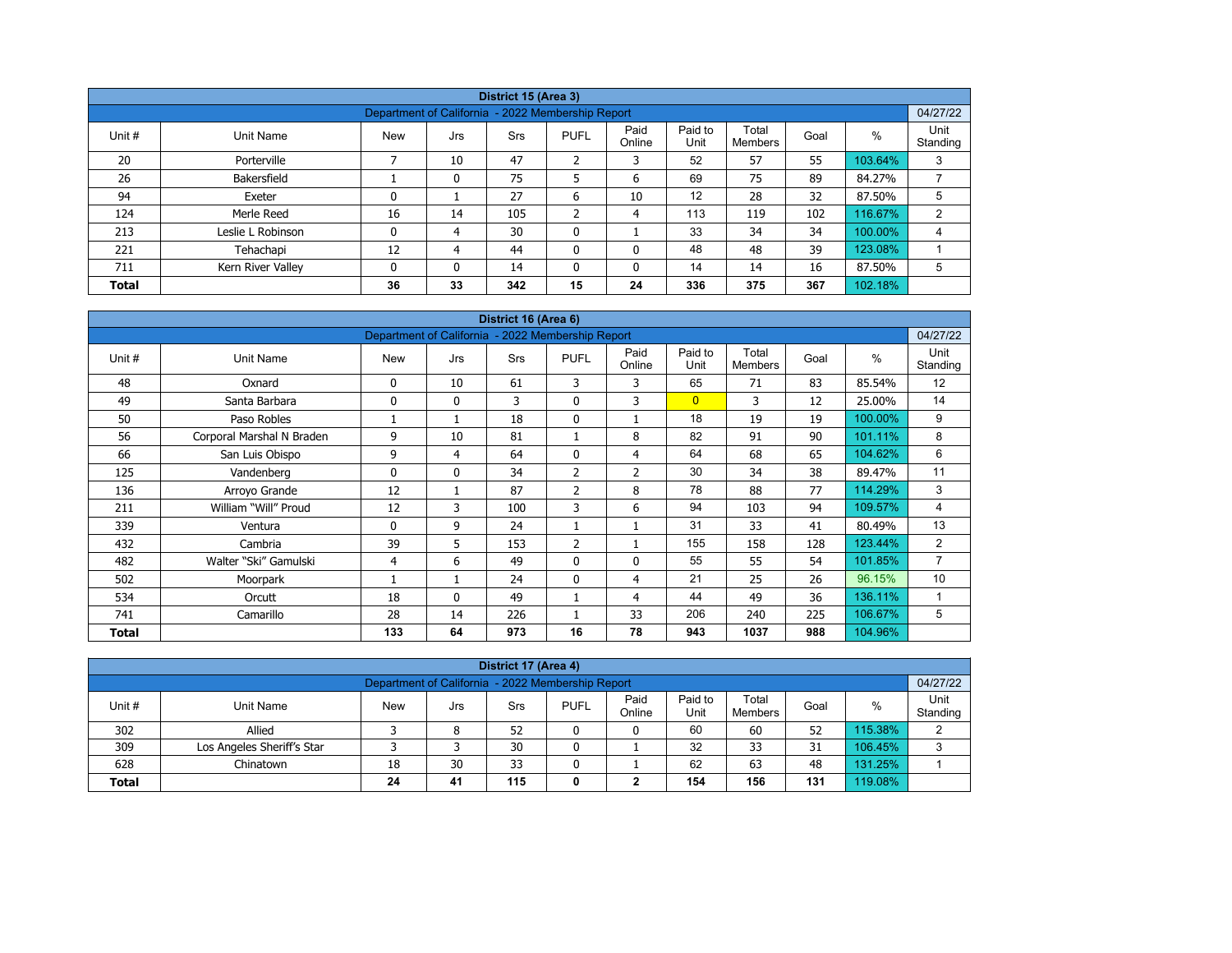| District 15 (Area 3) | | | | | | | | | | |
|---|---|---|---|---|---|---|---|---|---|---|
| Department of California - 2022 Membership Report | | | | | | | | | | 04/27/22 |
| Unit # | Unit Name | New | Jrs | Srs | PUFL | Paid Online | Paid to Unit | Total Members | Goal | % | Unit Standing |
| 20 | Porterville | 7 | 10 | 47 | 2 | 3 | 52 | 57 | 55 | 103.64% | 3 |
| 26 | Bakersfield | 1 | 0 | 75 | 5 | 6 | 69 | 75 | 89 | 84.27% | 7 |
| 94 | Exeter | 0 | 1 | 27 | 6 | 10 | 12 | 28 | 32 | 87.50% | 5 |
| 124 | Merle Reed | 16 | 14 | 105 | 2 | 4 | 113 | 119 | 102 | 116.67% | 2 |
| 213 | Leslie L Robinson | 0 | 4 | 30 | 0 | 1 | 33 | 34 | 34 | 100.00% | 4 |
| 221 | Tehachapi | 12 | 4 | 44 | 0 | 0 | 48 | 48 | 39 | 123.08% | 1 |
| 711 | Kern River Valley | 0 | 0 | 14 | 0 | 0 | 14 | 14 | 16 | 87.50% | 5 |
| **Total** | | **36** | **33** | **342** | **15** | **24** | **336** | **375** | **367** | 102.18% | |

| District 16 (Area 6) | | | | | | | | | | | |
|---|---|---|---|---|---|---|---|---|---|---|---|
| Department of California - 2022 Membership Report | | | | | | | | | | | 04/27/22 |
| Unit # | Unit Name | New | Jrs | Srs | PUFL | Paid Online | Paid to Unit | Total Members | Goal | % | Unit Standing |
| 48 | Oxnard | 0 | 10 | 61 | 3 | 3 | 65 | 71 | 83 | 85.54% | 12 |
| 49 | Santa Barbara | 0 | 0 | 3 | 0 | 3 | 0 | 3 | 12 | 25.00% | 14 |
| 50 | Paso Robles | 1 | 1 | 18 | 0 | 1 | 18 | 19 | 19 | 100.00% | 9 |
| 56 | Corporal Marshal N Braden | 9 | 10 | 81 | 1 | 8 | 82 | 91 | 90 | 101.11% | 8 |
| 66 | San Luis Obispo | 9 | 4 | 64 | 0 | 4 | 64 | 68 | 65 | 104.62% | 6 |
| 125 | Vandenberg | 0 | 0 | 34 | 2 | 2 | 30 | 34 | 38 | 89.47% | 11 |
| 136 | Arroyo Grande | 12 | 1 | 87 | 2 | 8 | 78 | 88 | 77 | 114.29% | 3 |
| 211 | William "Will" Proud | 12 | 3 | 100 | 3 | 6 | 94 | 103 | 94 | 109.57% | 4 |
| 339 | Ventura | 0 | 9 | 24 | 1 | 1 | 31 | 33 | 41 | 80.49% | 13 |
| 432 | Cambria | 39 | 5 | 153 | 2 | 1 | 155 | 158 | 128 | 123.44% | 2 |
| 482 | Walter "Ski" Gamulski | 4 | 6 | 49 | 0 | 0 | 55 | 55 | 54 | 101.85% | 7 |
| 502 | Moorpark | 1 | 1 | 24 | 0 | 4 | 21 | 25 | 26 | 96.15% | 10 |
| 534 | Orcutt | 18 | 0 | 49 | 1 | 4 | 44 | 49 | 36 | 136.11% | 1 |
| 741 | Camarillo | 28 | 14 | 226 | 1 | 33 | 206 | 240 | 225 | 106.67% | 5 |
| **Total** | | **133** | **64** | **973** | **16** | **78** | **943** | **1037** | **988** | 104.96% | |

| District 17 (Area 4) | | | | | | | | | | | |
|---|---|---|---|---|---|---|---|---|---|---|---|
| Department of California - 2022 Membership Report | | | | | | | | | | | 04/27/22 |
| Unit # | Unit Name | New | Jrs | Srs | PUFL | Paid Online | Paid to Unit | Total Members | Goal | % | Unit Standing |
| 302 | Allied | 3 | 8 | 52 | 0 | 0 | 60 | 60 | 52 | 115.38% | 2 |
| 309 | Los Angeles Sheriff's Star | 3 | 3 | 30 | 0 | 1 | 32 | 33 | 31 | 106.45% | 3 |
| 628 | Chinatown | 18 | 30 | 33 | 0 | 1 | 62 | 63 | 48 | 131.25% | 1 |
| **Total** | | **24** | **41** | **115** | **0** | **2** | **154** | **156** | **131** | 119.08% | |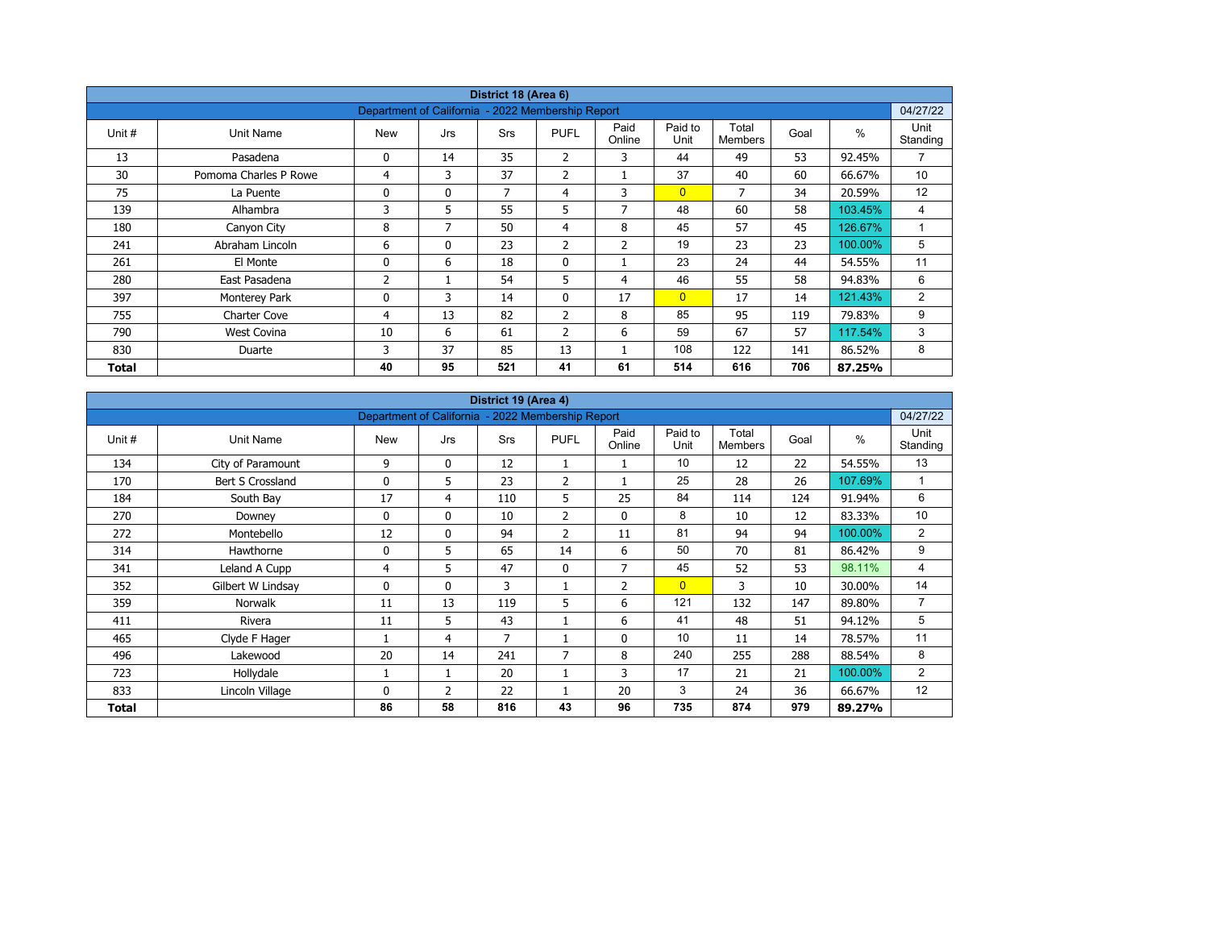| District 18 (Area 6) | | | | | | | | | | | |
|---|---|---|---|---|---|---|---|---|---|---|---|
| Department of California - 2022 Membership Report | | | | | | | | | | | 04/27/22 |
| Unit # | Unit Name | New | Jrs | Srs | PUFL | Paid Online | Paid to Unit | Total Members | Goal | % | Unit Standing |
| 13 | Pasadena | 0 | 14 | 35 | 2 | 3 | 44 | 49 | 53 | 92.45% | 7 |
| 30 | Pomona Charles P Rowe | 4 | 3 | 37 | 2 | 1 | 37 | 40 | 60 | 66.67% | 10 |
| 75 | La Puente | 0 | 0 | 7 | 4 | 3 | 0 | 7 | 34 | 20.59% | 12 |
| 139 | Alhambra | 3 | 5 | 55 | 5 | 7 | 48 | 60 | 58 | 103.45% | 4 |
| 180 | Canyon City | 8 | 7 | 50 | 4 | 8 | 45 | 57 | 45 | 126.67% | 1 |
| 241 | Abraham Lincoln | 6 | 0 | 23 | 2 | 2 | 19 | 23 | 23 | 100.00% | 5 |
| 261 | El Monte | 0 | 6 | 18 | 0 | 1 | 23 | 24 | 44 | 54.55% | 11 |
| 280 | East Pasadena | 2 | 1 | 54 | 5 | 4 | 46 | 55 | 58 | 94.83% | 6 |
| 397 | Monterey Park | 0 | 3 | 14 | 0 | 17 | 0 | 17 | 14 | 121.43% | 2 |
| 755 | Charter Cove | 4 | 13 | 82 | 2 | 8 | 85 | 95 | 119 | 79.83% | 9 |
| 790 | West Covina | 10 | 6 | 61 | 2 | 6 | 59 | 67 | 57 | 117.54% | 3 |
| 830 | Duarte | 3 | 37 | 85 | 13 | 1 | 108 | 122 | 141 | 86.52% | 8 |
| **Total** | | **40** | **95** | **521** | **41** | **61** | **514** | **616** | **706** | **87.25%** | |

| District 19 (Area 4) | | | | | | | | | | | |
|---|---|---|---|---|---|---|---|---|---|---|---|
| Department of California - 2022 Membership Report | | | | | | | | | | | 04/27/22 |
| Unit # | Unit Name | New | Jrs | Srs | PUFL | Paid Online | Paid to Unit | Total Members | Goal | % | Unit Standing |
| 134 | City of Paramount | 9 | 0 | 12 | 1 | 1 | 10 | 12 | 22 | 54.55% | 13 |
| 170 | Bert S Crossland | 0 | 5 | 23 | 2 | 1 | 25 | 28 | 26 | 107.69% | 1 |
| 184 | South Bay | 17 | 4 | 110 | 5 | 25 | 84 | 114 | 124 | 91.94% | 6 |
| 270 | Downey | 0 | 0 | 10 | 2 | 0 | 8 | 10 | 12 | 83.33% | 10 |
| 272 | Montebello | 12 | 0 | 94 | 2 | 11 | 81 | 94 | 94 | 100.00% | 2 |
| 314 | Hawthorne | 0 | 5 | 65 | 14 | 6 | 50 | 70 | 81 | 86.42% | 9 |
| 341 | Leland A Cupp | 4 | 5 | 47 | 0 | 7 | 45 | 52 | 53 | 98.11% | 4 |
| 352 | Gilbert W Lindsay | 0 | 0 | 3 | 1 | 2 | 0 | 3 | 10 | 30.00% | 14 |
| 359 | Norwalk | 11 | 13 | 119 | 5 | 6 | 121 | 132 | 147 | 89.80% | 7 |
| 411 | Rivera | 11 | 5 | 43 | 1 | 6 | 41 | 48 | 51 | 94.12% | 5 |
| 465 | Clyde F Hager | 1 | 4 | 7 | 1 | 0 | 10 | 11 | 14 | 78.57% | 11 |
| 496 | Lakewood | 20 | 14 | 241 | 7 | 8 | 240 | 255 | 288 | 88.54% | 8 |
| 723 | Hollydale | 1 | 1 | 20 | 1 | 3 | 17 | 21 | 21 | 100.00% | 2 |
| 833 | Lincoln Village | 0 | 2 | 22 | 1 | 20 | 3 | 24 | 36 | 66.67% | 12 |
| **Total** | | **86** | **58** | **816** | **43** | **96** | **735** | **874** | **979** | **89.27%** | |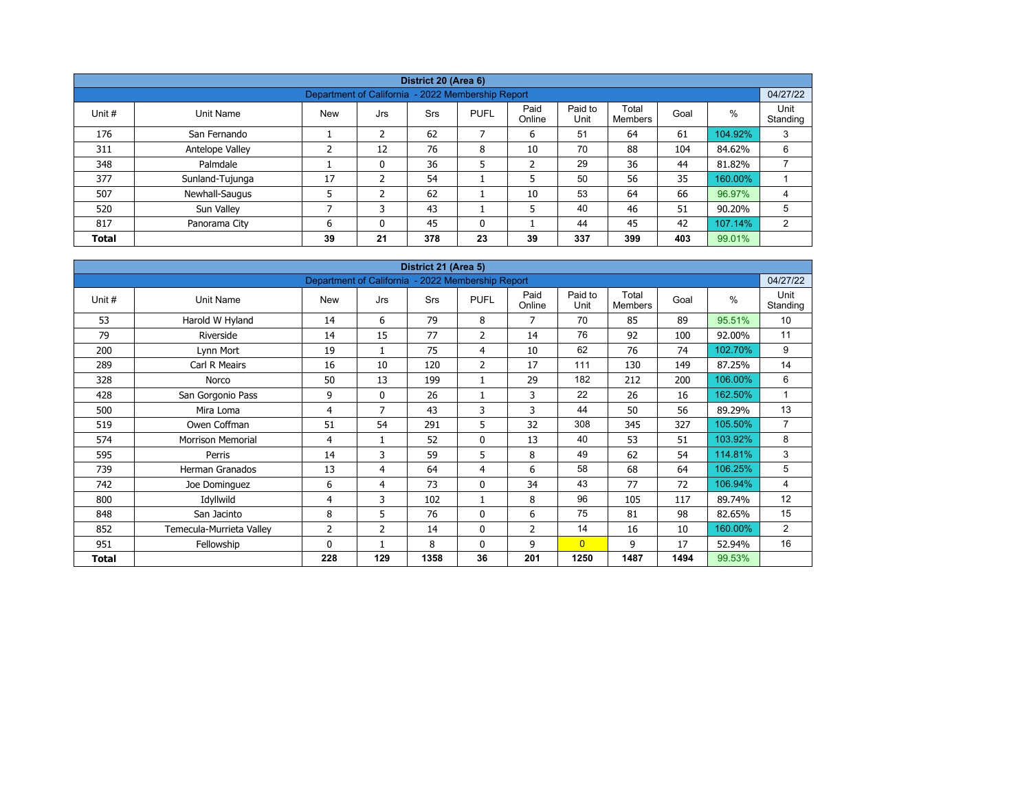| District 20 (Area 6) | | | | | | | | | | |
|---|---|---|---|---|---|---|---|---|---|---|
| Department of California - 2022 Membership Report | | | | | | | | | | 04/27/22 |
| Unit # | Unit Name | New | Jrs | Srs | PUFL | Paid Online | Paid to Unit | Total Members | Goal | % | Unit Standing |
| 176 | San Fernando | 1 | 2 | 62 | 7 | 6 | 51 | 64 | 61 | 104.92% | 3 |
| 311 | Antelope Valley | 2 | 12 | 76 | 8 | 10 | 70 | 88 | 104 | 84.62% | 6 |
| 348 | Palmdale | 1 | 0 | 36 | 5 | 2 | 29 | 36 | 44 | 81.82% | 7 |
| 377 | Sunland-Tujunga | 17 | 2 | 54 | 1 | 5 | 50 | 56 | 35 | 160.00% | 1 |
| 507 | Newhall-Saugus | 5 | 2 | 62 | 1 | 10 | 53 | 64 | 66 | 96.97% | 4 |
| 520 | Sun Valley | 7 | 3 | 43 | 1 | 5 | 40 | 46 | 51 | 90.20% | 5 |
| 817 | Panorama City | 6 | 0 | 45 | 0 | 1 | 44 | 45 | 42 | 107.14% | 2 |
| **Total** | | **39** | **21** | **378** | **23** | **39** | **337** | **399** | **403** | 99.01% | |

| District 21 (Area 5) | | | | | | | | | | | |
|---|---|---|---|---|---|---|---|---|---|---|---|
| Department of California - 2022 Membership Report | | | | | | | | | | | 04/27/22 |
| Unit # | Unit Name | New | Jrs | Srs | PUFL | Paid Online | Paid to Unit | Total Members | Goal | % | Unit Standing |
| 53 | Harold W Hyland | 14 | 6 | 79 | 8 | 7 | 70 | 85 | 89 | 95.51% | 10 |
| 79 | Riverside | 14 | 15 | 77 | 2 | 14 | 76 | 92 | 100 | 92.00% | 11 |
| 200 | Lynn Mort | 19 | 1 | 75 | 4 | 10 | 62 | 76 | 74 | 102.70% | 9 |
| 289 | Carl R Meairs | 16 | 10 | 120 | 2 | 17 | 111 | 130 | 149 | 87.25% | 14 |
| 328 | Norco | 50 | 13 | 199 | 1 | 29 | 182 | 212 | 200 | 106.00% | 6 |
| 428 | San Gorgonio Pass | 9 | 0 | 26 | 1 | 3 | 22 | 26 | 16 | 162.50% | 1 |
| 500 | Mira Loma | 4 | 7 | 43 | 3 | 3 | 44 | 50 | 56 | 89.29% | 13 |
| 519 | Owen Coffman | 51 | 54 | 291 | 5 | 32 | 308 | 345 | 327 | 105.50% | 7 |
| 574 | Morrison Memorial | 4 | 1 | 52 | 0 | 13 | 40 | 53 | 51 | 103.92% | 8 |
| 595 | Perris | 14 | 3 | 59 | 5 | 8 | 49 | 62 | 54 | 114.81% | 3 |
| 739 | Herman Granados | 13 | 4 | 64 | 4 | 6 | 58 | 68 | 64 | 106.25% | 5 |
| 742 | Joe Dominguez | 6 | 4 | 73 | 0 | 34 | 43 | 77 | 72 | 106.94% | 4 |
| 800 | Idyllwild | 4 | 3 | 102 | 1 | 8 | 96 | 105 | 117 | 89.74% | 12 |
| 848 | San Jacinto | 8 | 5 | 76 | 0 | 6 | 75 | 81 | 98 | 82.65% | 15 |
| 852 | Temecula-Murrieta Valley | 2 | 2 | 14 | 0 | 2 | 14 | 16 | 10 | 160.00% | 2 |
| 951 | Fellowship | 0 | 1 | 8 | 0 | 9 | 0 | 9 | 17 | 52.94% | 16 |
| **Total** | | **228** | **129** | **1358** | **36** | **201** | **1250** | **1487** | **1494** | 99.53% | |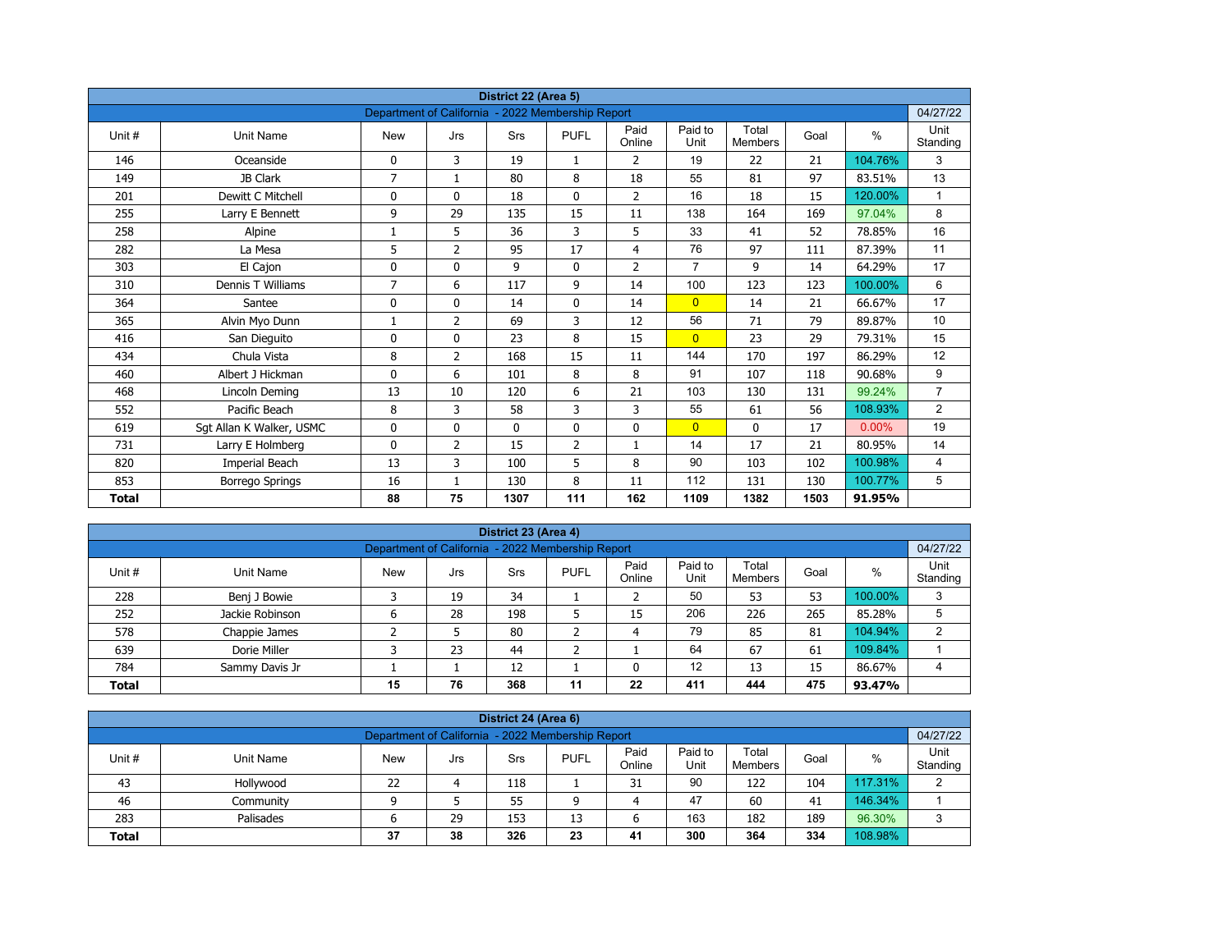## District 22 (Area 5)

Department of California - 2022 Membership Report — 04/27/22

| Unit # | Unit Name | New | Jrs | Srs | PUFL | Paid Online | Paid to Unit | Total Members | Goal | % | Unit Standing |
|---|---|---|---|---|---|---|---|---|---|---|---|
| 146 | Oceanside | 0 | 3 | 19 | 1 | 2 | 19 | 22 | 21 | 104.76% | 3 |
| 149 | JB Clark | 7 | 1 | 80 | 8 | 18 | 55 | 81 | 97 | 83.51% | 13 |
| 201 | Dewitt C Mitchell | 0 | 0 | 18 | 0 | 2 | 16 | 18 | 15 | 120.00% | 1 |
| 255 | Larry E Bennett | 9 | 29 | 135 | 15 | 11 | 138 | 164 | 169 | 97.04% | 8 |
| 258 | Alpine | 1 | 5 | 36 | 3 | 5 | 33 | 41 | 52 | 78.85% | 16 |
| 282 | La Mesa | 5 | 2 | 95 | 17 | 4 | 76 | 97 | 111 | 87.39% | 11 |
| 303 | El Cajon | 0 | 0 | 9 | 0 | 2 | 7 | 9 | 14 | 64.29% | 17 |
| 310 | Dennis T Williams | 7 | 6 | 117 | 9 | 14 | 100 | 123 | 123 | 100.00% | 6 |
| 364 | Santee | 0 | 0 | 14 | 0 | 14 | 0 | 14 | 21 | 66.67% | 17 |
| 365 | Alvin Myo Dunn | 1 | 2 | 69 | 3 | 12 | 56 | 71 | 79 | 89.87% | 10 |
| 416 | San Dieguito | 0 | 0 | 23 | 8 | 15 | 0 | 23 | 29 | 79.31% | 15 |
| 434 | Chula Vista | 8 | 2 | 168 | 15 | 11 | 144 | 170 | 197 | 86.29% | 12 |
| 460 | Albert J Hickman | 0 | 6 | 101 | 8 | 8 | 91 | 107 | 118 | 90.68% | 9 |
| 468 | Lincoln Deming | 13 | 10 | 120 | 6 | 21 | 103 | 130 | 131 | 99.24% | 7 |
| 552 | Pacific Beach | 8 | 3 | 58 | 3 | 3 | 55 | 61 | 56 | 108.93% | 2 |
| 619 | Sgt Allan K Walker, USMC | 0 | 0 | 0 | 0 | 0 | 0 | 0 | 17 | 0.00% | 19 |
| 731 | Larry E Holmberg | 0 | 2 | 15 | 2 | 1 | 14 | 17 | 21 | 80.95% | 14 |
| 820 | Imperial Beach | 13 | 3 | 100 | 5 | 8 | 90 | 103 | 102 | 100.98% | 4 |
| 853 | Borrego Springs | 16 | 1 | 130 | 8 | 11 | 112 | 131 | 130 | 100.77% | 5 |
| **Total** | | **88** | **75** | **1307** | **111** | **162** | **1109** | **1382** | **1503** | **91.95%** | |

## District 23 (Area 4)

Department of California - 2022 Membership Report — 04/27/22

| Unit # | Unit Name | New | Jrs | Srs | PUFL | Paid Online | Paid to Unit | Total Members | Goal | % | Unit Standing |
|---|---|---|---|---|---|---|---|---|---|---|---|
| 228 | Benj J Bowie | 3 | 19 | 34 | 1 | 2 | 50 | 53 | 53 | 100.00% | 3 |
| 252 | Jackie Robinson | 6 | 28 | 198 | 5 | 15 | 206 | 226 | 265 | 85.28% | 5 |
| 578 | Chappie James | 2 | 5 | 80 | 2 | 4 | 79 | 85 | 81 | 104.94% | 2 |
| 639 | Dorie Miller | 3 | 23 | 44 | 2 | 1 | 64 | 67 | 61 | 109.84% | 1 |
| 784 | Sammy Davis Jr | 1 | 1 | 12 | 1 | 0 | 12 | 13 | 15 | 86.67% | 4 |
| **Total** | | **15** | **76** | **368** | **11** | **22** | **411** | **444** | **475** | **93.47%** | |

## District 24 (Area 6)

Department of California - 2022 Membership Report — 04/27/22

| Unit # | Unit Name | New | Jrs | Srs | PUFL | Paid Online | Paid to Unit | Total Members | Goal | % | Unit Standing |
|---|---|---|---|---|---|---|---|---|---|---|---|
| 43 | Hollywood | 22 | 4 | 118 | 1 | 31 | 90 | 122 | 104 | 117.31% | 2 |
| 46 | Community | 9 | 5 | 55 | 9 | 4 | 47 | 60 | 41 | 146.34% | 1 |
| 283 | Palisades | 6 | 29 | 153 | 13 | 6 | 163 | 182 | 189 | 96.30% | 3 |
| **Total** | | **37** | **38** | **326** | **23** | **41** | **300** | **364** | **334** | **108.98%** | |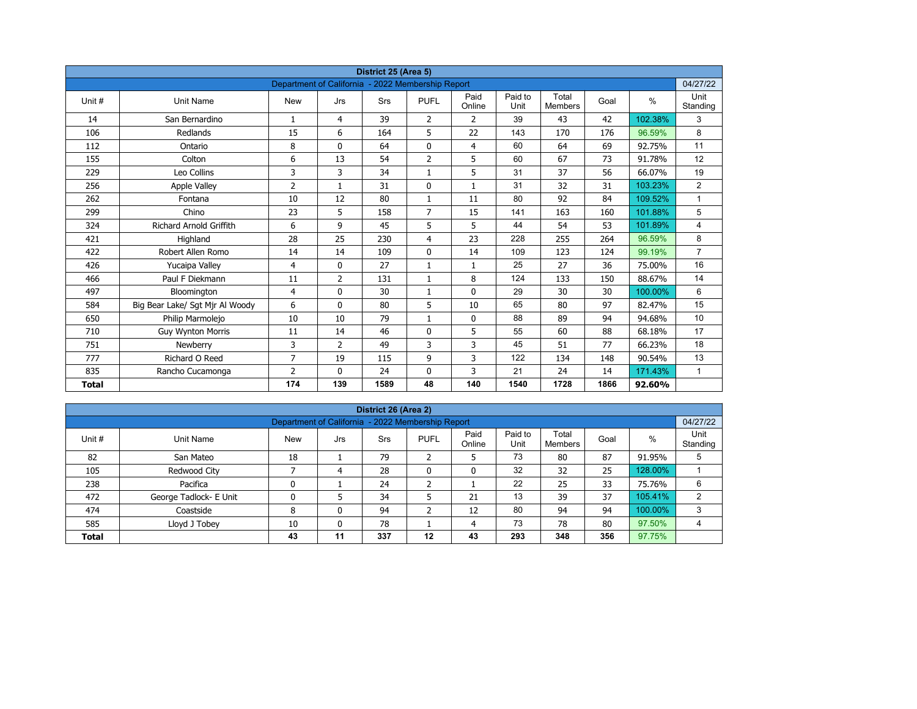## District 25 (Area 5)

Department of California - 2022 Membership Report — 04/27/22

| Unit # | Unit Name | New | Jrs | Srs | PUFL | Paid Online | Paid to Unit | Total Members | Goal | % | Unit Standing |
|---|---|---|---|---|---|---|---|---|---|---|---|
| 14 | San Bernardino | 1 | 4 | 39 | 2 | 2 | 39 | 43 | 42 | 102.38% | 3 |
| 106 | Redlands | 15 | 6 | 164 | 5 | 22 | 143 | 170 | 176 | 96.59% | 8 |
| 112 | Ontario | 8 | 0 | 64 | 0 | 4 | 60 | 64 | 69 | 92.75% | 11 |
| 155 | Colton | 6 | 13 | 54 | 2 | 5 | 60 | 67 | 73 | 91.78% | 12 |
| 229 | Leo Collins | 3 | 3 | 34 | 1 | 5 | 31 | 37 | 56 | 66.07% | 19 |
| 256 | Apple Valley | 2 | 1 | 31 | 0 | 1 | 31 | 32 | 31 | 103.23% | 2 |
| 262 | Fontana | 10 | 12 | 80 | 1 | 11 | 80 | 92 | 84 | 109.52% | 1 |
| 299 | Chino | 23 | 5 | 158 | 7 | 15 | 141 | 163 | 160 | 101.88% | 5 |
| 324 | Richard Arnold Griffith | 6 | 9 | 45 | 5 | 5 | 44 | 54 | 53 | 101.89% | 4 |
| 421 | Highland | 28 | 25 | 230 | 4 | 23 | 228 | 255 | 264 | 96.59% | 8 |
| 422 | Robert Allen Romo | 14 | 14 | 109 | 0 | 14 | 109 | 123 | 124 | 99.19% | 7 |
| 426 | Yucaipa Valley | 4 | 0 | 27 | 1 | 1 | 25 | 27 | 36 | 75.00% | 16 |
| 466 | Paul F Diekmann | 11 | 2 | 131 | 1 | 8 | 124 | 133 | 150 | 88.67% | 14 |
| 497 | Bloomington | 4 | 0 | 30 | 1 | 0 | 29 | 30 | 30 | 100.00% | 6 |
| 584 | Big Bear Lake/ Sgt Mjr Al Woody | 6 | 0 | 80 | 5 | 10 | 65 | 80 | 97 | 82.47% | 15 |
| 650 | Philip Marmolejo | 10 | 10 | 79 | 1 | 0 | 88 | 89 | 94 | 94.68% | 10 |
| 710 | Guy Wynton Morris | 11 | 14 | 46 | 0 | 5 | 55 | 60 | 88 | 68.18% | 17 |
| 751 | Newberry | 3 | 2 | 49 | 3 | 3 | 45 | 51 | 77 | 66.23% | 18 |
| 777 | Richard O Reed | 7 | 19 | 115 | 9 | 3 | 122 | 134 | 148 | 90.54% | 13 |
| 835 | Rancho Cucamonga | 2 | 0 | 24 | 0 | 3 | 21 | 24 | 14 | 171.43% | 1 |
| **Total** | | **174** | **139** | **1589** | **48** | **140** | **1540** | **1728** | **1866** | **92.60%** | |

## District 26 (Area 2)

Department of California - 2022 Membership Report — 04/27/22

| Unit # | Unit Name | New | Jrs | Srs | PUFL | Paid Online | Paid to Unit | Total Members | Goal | % | Unit Standing |
|---|---|---|---|---|---|---|---|---|---|---|---|
| 82 | San Mateo | 18 | 1 | 79 | 2 | 5 | 73 | 80 | 87 | 91.95% | 5 |
| 105 | Redwood City | 7 | 4 | 28 | 0 | 0 | 32 | 32 | 25 | 128.00% | 1 |
| 238 | Pacifica | 0 | 1 | 24 | 2 | 1 | 22 | 25 | 33 | 75.76% | 6 |
| 472 | George Tadlock- E Unit | 0 | 5 | 34 | 5 | 21 | 13 | 39 | 37 | 105.41% | 2 |
| 474 | Coastside | 8 | 0 | 94 | 2 | 12 | 80 | 94 | 94 | 100.00% | 3 |
| 585 | Lloyd J Tobey | 10 | 0 | 78 | 1 | 4 | 73 | 78 | 80 | 97.50% | 4 |
| **Total** | | **43** | **11** | **337** | **12** | **43** | **293** | **348** | **356** | 97.75% | |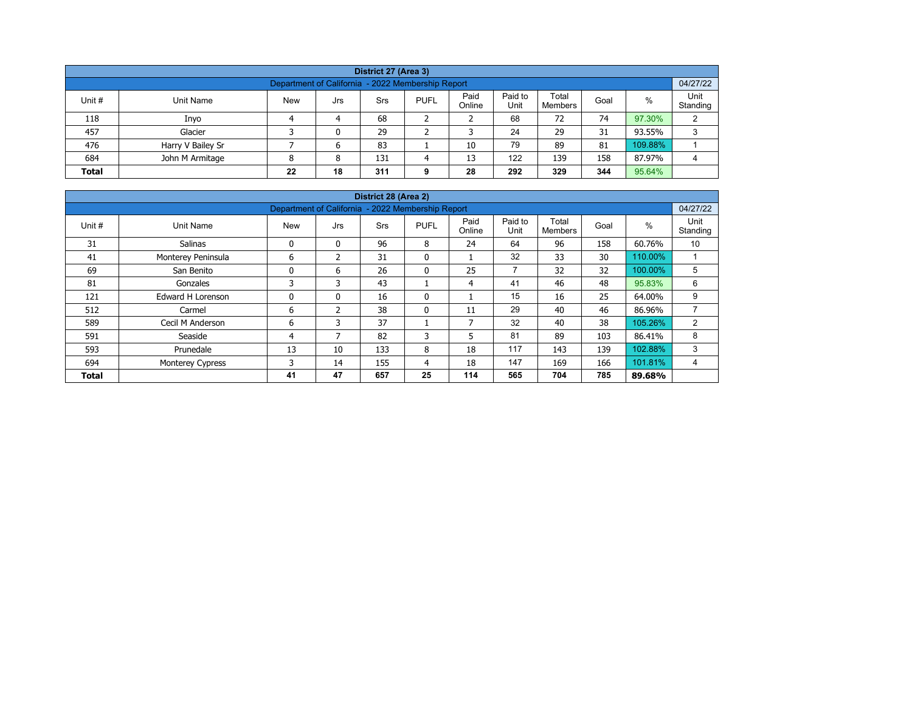| District 27 (Area 3) | | | | | | | | | | | |
|---|---|---|---|---|---|---|---|---|---|---|---|
| Department of California - 2022 Membership Report | | | | | | | | | | | 04/27/22 |
| Unit # | Unit Name | New | Jrs | Srs | PUFL | Paid Online | Paid to Unit | Total Members | Goal | % | Unit Standing |
| 118 | Inyo | 4 | 4 | 68 | 2 | 2 | 68 | 72 | 74 | 97.30% | 2 |
| 457 | Glacier | 3 | 0 | 29 | 2 | 3 | 24 | 29 | 31 | 93.55% | 3 |
| 476 | Harry V Bailey Sr | 7 | 6 | 83 | 1 | 10 | 79 | 89 | 81 | 109.88% | 1 |
| 684 | John M Armitage | 8 | 8 | 131 | 4 | 13 | 122 | 139 | 158 | 87.97% | 4 |
| **Total** | | **22** | **18** | **311** | **9** | **28** | **292** | **329** | **344** | 95.64% | |

| District 28 (Area 2) | | | | | | | | | | | |
|---|---|---|---|---|---|---|---|---|---|---|---|
| Department of California - 2022 Membership Report | | | | | | | | | | | 04/27/22 |
| Unit # | Unit Name | New | Jrs | Srs | PUFL | Paid Online | Paid to Unit | Total Members | Goal | % | Unit Standing |
| 31 | Salinas | 0 | 0 | 96 | 8 | 24 | 64 | 96 | 158 | 60.76% | 10 |
| 41 | Monterey Peninsula | 6 | 2 | 31 | 0 | 1 | 32 | 33 | 30 | 110.00% | 1 |
| 69 | San Benito | 0 | 6 | 26 | 0 | 25 | 7 | 32 | 32 | 100.00% | 5 |
| 81 | Gonzales | 3 | 3 | 43 | 1 | 4 | 41 | 46 | 48 | 95.83% | 6 |
| 121 | Edward H Lorenson | 0 | 0 | 16 | 0 | 1 | 15 | 16 | 25 | 64.00% | 9 |
| 512 | Carmel | 6 | 2 | 38 | 0 | 11 | 29 | 40 | 46 | 86.96% | 7 |
| 589 | Cecil M Anderson | 6 | 3 | 37 | 1 | 7 | 32 | 40 | 38 | 105.26% | 2 |
| 591 | Seaside | 4 | 7 | 82 | 3 | 5 | 81 | 89 | 103 | 86.41% | 8 |
| 593 | Prunedale | 13 | 10 | 133 | 8 | 18 | 117 | 143 | 139 | 102.88% | 3 |
| 694 | Monterey Cypress | 3 | 14 | 155 | 4 | 18 | 147 | 169 | 166 | 101.81% | 4 |
| **Total** | | **41** | **47** | **657** | **25** | **114** | **565** | **704** | **785** | **89.68%** | |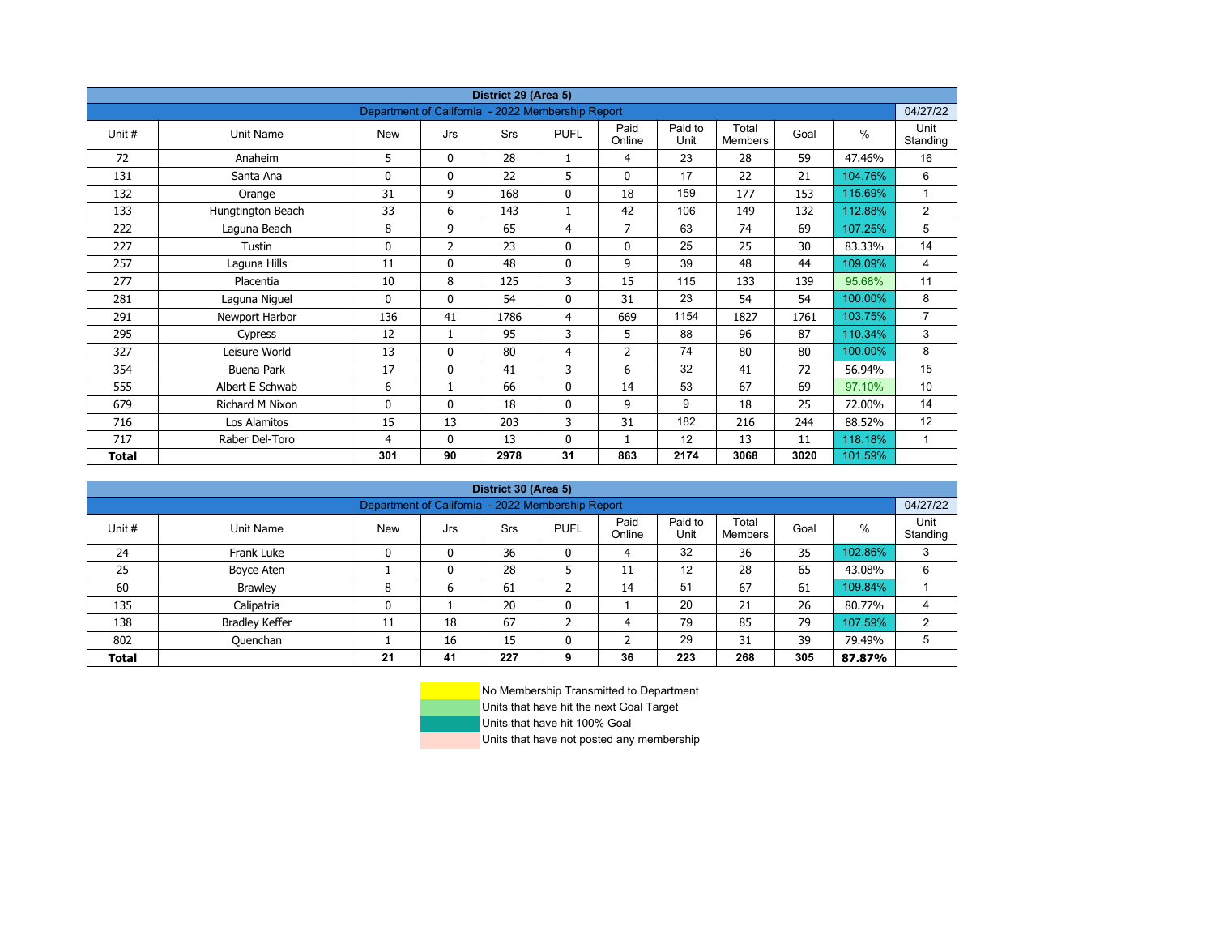| District 29 (Area 5) | | | | | | | | | | | |
|---|---|---|---|---|---|---|---|---|---|---|---|
| Department of California - 2022 Membership Report | | | | | | | | | | | 04/27/22 |
| Unit # | Unit Name | New | Jrs | Srs | PUFL | Paid Online | Paid to Unit | Total Members | Goal | % | Unit Standing |
| 72 | Anaheim | 5 | 0 | 28 | 1 | 4 | 23 | 28 | 59 | 47.46% | 16 |
| 131 | Santa Ana | 0 | 0 | 22 | 5 | 0 | 17 | 22 | 21 | 104.76% | 6 |
| 132 | Orange | 31 | 9 | 168 | 0 | 18 | 159 | 177 | 153 | 115.69% | 1 |
| 133 | Hungtington Beach | 33 | 6 | 143 | 1 | 42 | 106 | 149 | 132 | 112.88% | 2 |
| 222 | Laguna Beach | 8 | 9 | 65 | 4 | 7 | 63 | 74 | 69 | 107.25% | 5 |
| 227 | Tustin | 0 | 2 | 23 | 0 | 0 | 25 | 25 | 30 | 83.33% | 14 |
| 257 | Laguna Hills | 11 | 0 | 48 | 0 | 9 | 39 | 48 | 44 | 109.09% | 4 |
| 277 | Placentia | 10 | 8 | 125 | 3 | 15 | 115 | 133 | 139 | 95.68% | 11 |
| 281 | Laguna Niguel | 0 | 0 | 54 | 0 | 31 | 23 | 54 | 54 | 100.00% | 8 |
| 291 | Newport Harbor | 136 | 41 | 1786 | 4 | 669 | 1154 | 1827 | 1761 | 103.75% | 7 |
| 295 | Cypress | 12 | 1 | 95 | 3 | 5 | 88 | 96 | 87 | 110.34% | 3 |
| 327 | Leisure World | 13 | 0 | 80 | 4 | 2 | 74 | 80 | 80 | 100.00% | 8 |
| 354 | Buena Park | 17 | 0 | 41 | 3 | 6 | 32 | 41 | 72 | 56.94% | 15 |
| 555 | Albert E Schwab | 6 | 1 | 66 | 0 | 14 | 53 | 67 | 69 | 97.10% | 10 |
| 679 | Richard M Nixon | 0 | 0 | 18 | 0 | 9 | 9 | 18 | 25 | 72.00% | 14 |
| 716 | Los Alamitos | 15 | 13 | 203 | 3 | 31 | 182 | 216 | 244 | 88.52% | 12 |
| 717 | Raber Del-Toro | 4 | 0 | 13 | 0 | 1 | 12 | 13 | 11 | 118.18% | 1 |
| **Total** | | **301** | **90** | **2978** | **31** | **863** | **2174** | **3068** | **3020** | 101.59% | |

| District 30 (Area 5) | | | | | | | | | | | |
|---|---|---|---|---|---|---|---|---|---|---|---|
| Department of California - 2022 Membership Report | | | | | | | | | | | 04/27/22 |
| Unit # | Unit Name | New | Jrs | Srs | PUFL | Paid Online | Paid to Unit | Total Members | Goal | % | Unit Standing |
| 24 | Frank Luke | 0 | 0 | 36 | 0 | 4 | 32 | 36 | 35 | 102.86% | 3 |
| 25 | Boyce Aten | 1 | 0 | 28 | 5 | 11 | 12 | 28 | 65 | 43.08% | 6 |
| 60 | Brawley | 8 | 6 | 61 | 2 | 14 | 51 | 67 | 61 | 109.84% | 1 |
| 135 | Calipatria | 0 | 1 | 20 | 0 | 1 | 20 | 21 | 26 | 80.77% | 4 |
| 138 | Bradley Keffer | 11 | 18 | 67 | 2 | 4 | 79 | 85 | 79 | 107.59% | 2 |
| 802 | Quenchan | 1 | 16 | 15 | 0 | 2 | 29 | 31 | 39 | 79.49% | 5 |
| **Total** | | **21** | **41** | **227** | **9** | **36** | **223** | **268** | **305** | **87.87%** | |

No Membership Transmitted to Department

Units that have hit the next Goal Target

Units that have hit 100% Goal

Units that have not posted any membership